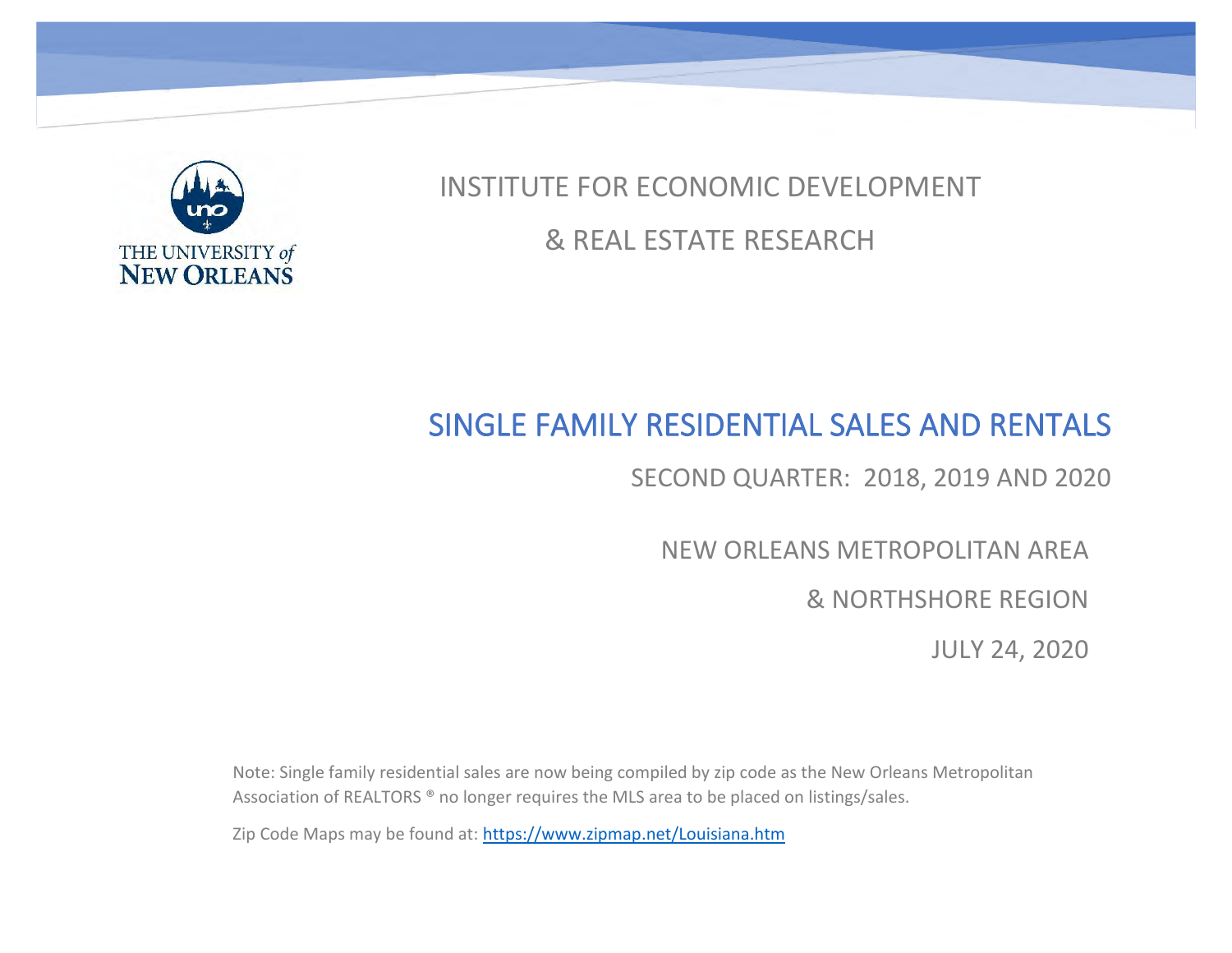THE UNIVERSITY of NEW ORLEANS

INSTITUTE FOR ECONOMIC DEVELOPMENT

& REAL ESTATE RESEARCH

# SINGLE FAMILY RESIDENTIAL SALES AND RENTALS

SECOND QUARTER: 2018, 2019 AND 2020

NEW ORLEANS METROPOLITAN AREA

& NORTHSHORE REGION

JULY 24, 2020

Note: Single family residential sales are now being compiled by zip code as the New Orleans Metropolitan Association of REALTORS ® no longer requires the MLS area to be placed on listings/sales.

Zip Code Maps may be found at: [https://www.zipmap.net/Louisiana.htm](https://www.zipmap.net/Louisiana.htm)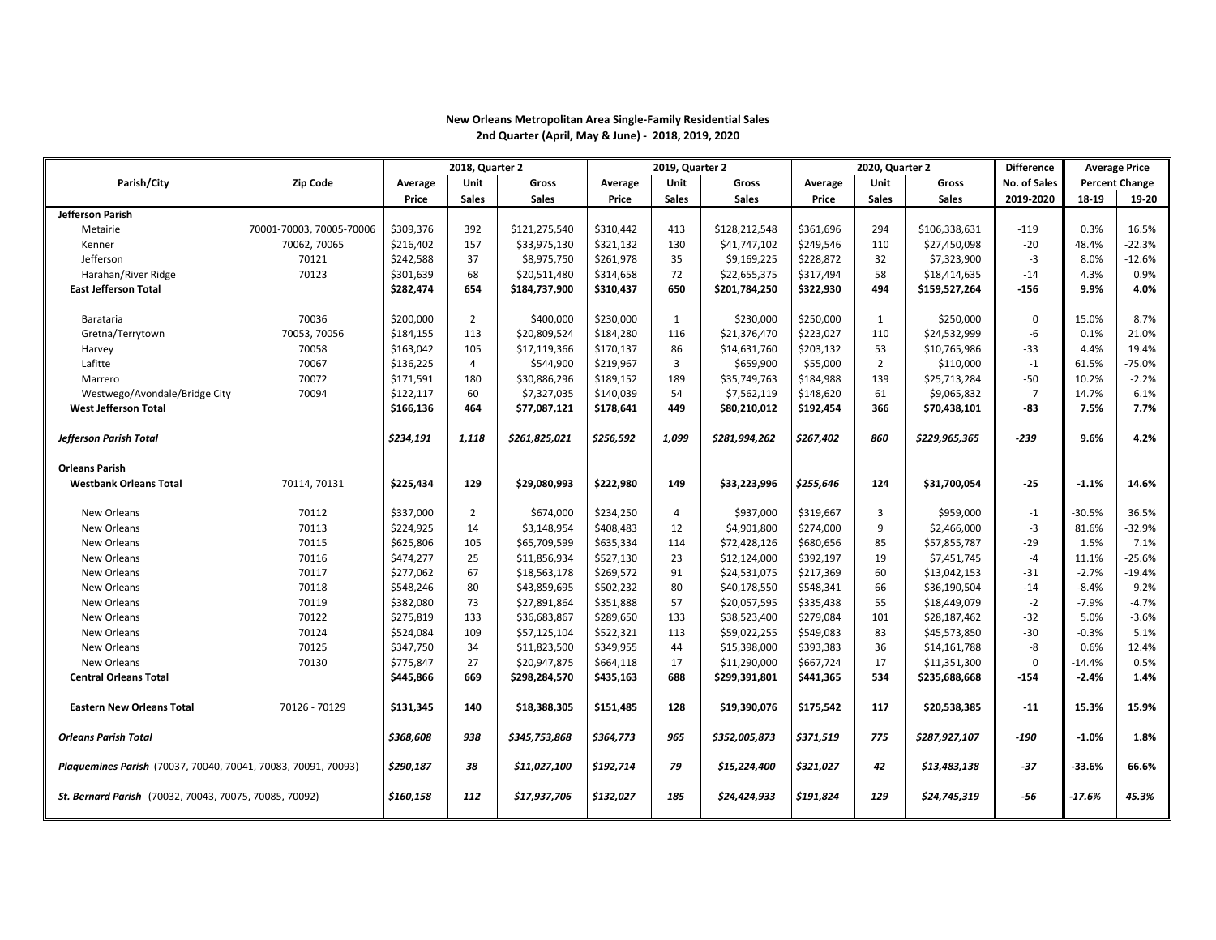**New Orleans Metropolitan Area Single-Family Residential Sales**
**2nd Quarter (April, May & June) - 2018, 2019, 2020**

| Parish/City | Zip Code | 2018, Quarter 2 | | | 2019, Quarter 2 | | | 2020, Quarter 2 | | | Difference | Average Price | |
|---|---|---|---|---|---|---|---|---|---|---|---|---|---|
| | | Average Price | Unit Sales | Gross Sales | Average Price | Unit Sales | Gross Sales | Average Price | Unit Sales | Gross Sales | No. of Sales 2019-2020 | Percent Change 18-19 | 19-20 |
| **Jefferson Parish** | | | | | | | | | | | | | |
| Metairie | 70001-70003, 70005-70006 | $309,376 | 392 | $121,275,540 | $310,442 | 413 | $128,212,548 | $361,696 | 294 | $106,338,631 | -119 | 0.3% | 16.5% |
| Kenner | 70062, 70065 | $216,402 | 157 | $33,975,130 | $321,132 | 130 | $41,747,102 | $249,546 | 110 | $27,450,098 | -20 | 48.4% | -22.3% |
| Jefferson | 70121 | $242,588 | 37 | $8,975,750 | $261,978 | 35 | $9,169,225 | $228,872 | 32 | $7,323,900 | -3 | 8.0% | -12.6% |
| Harahan/River Ridge | 70123 | $301,639 | 68 | $20,511,480 | $314,658 | 72 | $22,655,375 | $317,494 | 58 | $18,414,635 | -14 | 4.3% | 0.9% |
| **East Jefferson Total** | | **$282,474** | **654** | **$184,737,900** | **$310,437** | **650** | **$201,784,250** | **$322,930** | **494** | **$159,527,264** | **-156** | **9.9%** | **4.0%** |
| Barataria | 70036 | $200,000 | 2 | $400,000 | $230,000 | 1 | $230,000 | $250,000 | 1 | $250,000 | 0 | 15.0% | 8.7% |
| Gretna/Terrytown | 70053, 70056 | $184,155 | 113 | $20,809,524 | $184,280 | 116 | $21,376,470 | $223,027 | 110 | $24,532,999 | -6 | 0.1% | 21.0% |
| Harvey | 70058 | $163,042 | 105 | $17,119,366 | $170,137 | 86 | $14,631,760 | $203,132 | 53 | $10,765,986 | -33 | 4.4% | 19.4% |
| Lafitte | 70067 | $136,225 | 4 | $544,900 | $219,967 | 3 | $659,900 | $55,000 | 2 | $110,000 | -1 | 61.5% | -75.0% |
| Marrero | 70072 | $171,591 | 180 | $30,886,296 | $189,152 | 189 | $35,749,763 | $184,988 | 139 | $25,713,284 | -50 | 10.2% | -2.2% |
| Westwego/Avondale/Bridge City | 70094 | $122,117 | 60 | $7,327,035 | $140,039 | 54 | $7,562,119 | $148,620 | 61 | $9,065,832 | 7 | 14.7% | 6.1% |
| **West Jefferson Total** | | **$166,136** | **464** | **$77,087,121** | **$178,641** | **449** | **$80,210,012** | **$192,454** | **366** | **$70,438,101** | **-83** | **7.5%** | **7.7%** |
| ***Jefferson Parish Total*** | | ***$234,191*** | ***1,118*** | ***$261,825,021*** | ***$256,592*** | ***1,099*** | ***$281,994,262*** | ***$267,402*** | ***860*** | ***$229,965,365*** | ***-239*** | ***9.6%*** | ***4.2%*** |
| **Orleans Parish** | | | | | | | | | | | | | |
| **Westbank Orleans Total** | 70114, 70131 | **$225,434** | **129** | **$29,080,993** | **$222,980** | **149** | **$33,223,996** | ***$255,646*** | **124** | **$31,700,054** | **-25** | **-1.1%** | **14.6%** |
| New Orleans | 70112 | $337,000 | 2 | $674,000 | $234,250 | 4 | $937,000 | $319,667 | 3 | $959,000 | -1 | -30.5% | 36.5% |
| New Orleans | 70113 | $224,925 | 14 | $3,148,954 | $408,483 | 12 | $4,901,800 | $274,000 | 9 | $2,466,000 | -3 | 81.6% | -32.9% |
| New Orleans | 70115 | $625,806 | 105 | $65,709,599 | $635,334 | 114 | $72,428,126 | $680,656 | 85 | $57,855,787 | -29 | 1.5% | 7.1% |
| New Orleans | 70116 | $474,277 | 25 | $11,856,934 | $527,130 | 23 | $12,124,000 | $392,197 | 19 | $7,451,745 | -4 | 11.1% | -25.6% |
| New Orleans | 70117 | $277,062 | 67 | $18,563,178 | $269,572 | 91 | $24,531,075 | $217,369 | 60 | $13,042,153 | -31 | -2.7% | -19.4% |
| New Orleans | 70118 | $548,246 | 80 | $43,859,695 | $502,232 | 80 | $40,178,550 | $548,341 | 66 | $36,190,504 | -14 | -8.4% | 9.2% |
| New Orleans | 70119 | $382,080 | 73 | $27,891,864 | $351,888 | 57 | $20,057,595 | $335,438 | 55 | $18,449,079 | -2 | -7.9% | -4.7% |
| New Orleans | 70122 | $275,819 | 133 | $36,683,867 | $289,650 | 133 | $38,523,400 | $279,084 | 101 | $28,187,462 | -32 | 5.0% | -3.6% |
| New Orleans | 70124 | $524,084 | 109 | $57,125,104 | $522,321 | 113 | $59,022,255 | $549,083 | 83 | $45,573,850 | -30 | -0.3% | 5.1% |
| New Orleans | 70125 | $347,750 | 34 | $11,823,500 | $349,955 | 44 | $15,398,000 | $393,383 | 36 | $14,161,788 | -8 | 0.6% | 12.4% |
| New Orleans | 70130 | $775,847 | 27 | $20,947,875 | $664,118 | 17 | $11,290,000 | $667,724 | 17 | $11,351,300 | 0 | -14.4% | 0.5% |
| **Central Orleans Total** | | **$445,866** | **669** | **$298,284,570** | **$435,163** | **688** | **$299,391,801** | **$441,365** | **534** | **$235,688,668** | **-154** | **-2.4%** | **1.4%** |
| **Eastern New Orleans Total** | 70126 - 70129 | **$131,345** | **140** | **$18,388,305** | **$151,485** | **128** | **$19,390,076** | **$175,542** | **117** | **$20,538,385** | **-11** | **15.3%** | **15.9%** |
| ***Orleans Parish Total*** | | ***$368,608*** | ***938*** | ***$345,753,868*** | ***$364,773*** | ***965*** | ***$352,005,873*** | ***$371,519*** | ***775*** | ***$287,927,107*** | ***-190*** | ***-1.0%*** | ***1.8%*** |
| ***Plaquemines Parish*** *(70037, 70040, 70041, 70083, 70091, 70093)* | | ***$290,187*** | ***38*** | ***$11,027,100*** | ***$192,714*** | ***79*** | ***$15,224,400*** | ***$321,027*** | ***42*** | ***$13,483,138*** | ***-37*** | ***-33.6%*** | ***66.6%*** |
| ***St. Bernard Parish*** *(70032, 70043, 70075, 70085, 70092)* | | ***$160,158*** | ***112*** | ***$17,937,706*** | ***$132,027*** | ***185*** | ***$24,424,933*** | ***$191,824*** | ***129*** | ***$24,745,319*** | ***-56*** | ***-17.6%*** | ***45.3%*** |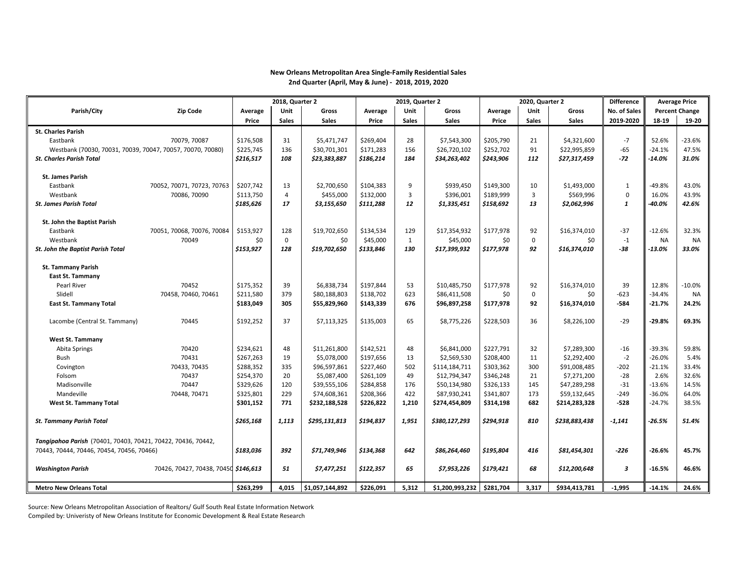**New Orleans Metropolitan Area Single-Family Residential Sales**
**2nd Quarter (April, May & June) - 2018, 2019, 2020**

| Parish/City | Zip Code | 2018, Quarter 2 | | | 2019, Quarter 2 | | | 2020, Quarter 2 | | | Difference | Average Price | |
|---|---|---|---|---|---|---|---|---|---|---|---|---|---|
| | | Average Price | Unit Sales | Gross Sales | Average Price | Unit Sales | Gross Sales | Average Price | Unit Sales | Gross Sales | No. of Sales 2019-2020 | Percent Change 18-19 | 19-20 |
| **St. Charles Parish** | | | | | | | | | | | | | |
| Eastbank | 70079, 70087 | $176,508 | 31 | $5,471,747 | $269,404 | 28 | $7,543,300 | $205,790 | 21 | $4,321,600 | -7 | 52.6% | -23.6% |
| Westbank (70030, 70031, 70039, 70047, 70057, 70070, 70080) | | $225,745 | 136 | $30,701,301 | $171,283 | 156 | $26,720,102 | $252,702 | 91 | $22,995,859 | -65 | -24.1% | 47.5% |
| ***St. Charles Parish Total*** | | ***$216,517*** | ***108*** | ***$23,383,887*** | ***$186,214*** | ***184*** | ***$34,263,402*** | ***$243,906*** | ***112*** | ***$27,317,459*** | ***-72*** | ***-14.0%*** | ***31.0%*** |
| **St. James Parish** | | | | | | | | | | | | | |
| Eastbank | 70052, 70071, 70723, 70763 | $207,742 | 13 | $2,700,650 | $104,383 | 9 | $939,450 | $149,300 | 10 | $1,493,000 | 1 | -49.8% | 43.0% |
| Westbank | 70086, 70090 | $113,750 | 4 | $455,000 | $132,000 | 3 | $396,001 | $189,999 | 3 | $569,996 | 0 | 16.0% | 43.9% |
| ***St. James Parish Total*** | | ***$185,626*** | ***17*** | ***$3,155,650*** | ***$111,288*** | ***12*** | ***$1,335,451*** | ***$158,692*** | ***13*** | ***$2,062,996*** | ***1*** | ***-40.0%*** | ***42.6%*** |
| **St. John the Baptist Parish** | | | | | | | | | | | | | |
| Eastbank | 70051, 70068, 70076, 70084 | $153,927 | 128 | $19,702,650 | $134,534 | 129 | $17,354,932 | $177,978 | 92 | $16,374,010 | -37 | -12.6% | 32.3% |
| Westbank | 70049 | $0 | 0 | $0 | $45,000 | 1 | $45,000 | $0 | 0 | $0 | -1 | NA | NA |
| ***St. John the Baptist Parish Total*** | | ***$153,927*** | ***128*** | ***$19,702,650*** | ***$133,846*** | ***130*** | ***$17,399,932*** | ***$177,978*** | ***92*** | ***$16,374,010*** | ***-38*** | ***-13.0%*** | ***33.0%*** |
| **St. Tammany Parish** | | | | | | | | | | | | | |
| **East St. Tammany** | | | | | | | | | | | | | |
| Pearl River | 70452 | $175,352 | 39 | $6,838,734 | $197,844 | 53 | $10,485,750 | $177,978 | 92 | $16,374,010 | 39 | 12.8% | -10.0% |
| Slidell | 70458, 70460, 70461 | $211,580 | 379 | $80,188,803 | $138,702 | 623 | $86,411,508 | $0 | 0 | $0 | -623 | -34.4% | NA |
| **East St. Tammany Total** | | **$183,049** | **305** | **$55,829,960** | **$143,339** | **676** | **$96,897,258** | **$177,978** | **92** | **$16,374,010** | **-584** | **-21.7%** | **24.2%** |
| Lacombe (Central St. Tammany) | 70445 | $192,252 | 37 | $7,113,325 | $135,003 | 65 | $8,775,226 | $228,503 | 36 | $8,226,100 | -29 | **-29.8%** | **69.3%** |
| **West St. Tammany** | | | | | | | | | | | | | |
| Abita Springs | 70420 | $234,621 | 48 | $11,261,800 | $142,521 | 48 | $6,841,000 | $227,791 | 32 | $7,289,300 | -16 | -39.3% | 59.8% |
| Bush | 70431 | $267,263 | 19 | $5,078,000 | $197,656 | 13 | $2,569,530 | $208,400 | 11 | $2,292,400 | -2 | -26.0% | 5.4% |
| Covington | 70433, 70435 | $288,352 | 335 | $96,597,861 | $227,460 | 502 | $114,184,711 | $303,362 | 300 | $91,008,485 | -202 | -21.1% | 33.4% |
| Folsom | 70437 | $254,370 | 20 | $5,087,400 | $261,109 | 49 | $12,794,347 | $346,248 | 21 | $7,271,200 | -28 | 2.6% | 32.6% |
| Madisonville | 70447 | $329,626 | 120 | $39,555,106 | $284,858 | 176 | $50,134,980 | $326,133 | 145 | $47,289,298 | -31 | -13.6% | 14.5% |
| Mandeville | 70448, 70471 | $325,801 | 229 | $74,608,361 | $208,366 | 422 | $87,930,241 | $341,807 | 173 | $59,132,645 | -249 | -36.0% | 64.0% |
| **West St. Tammany Total** | | **$301,152** | **771** | **$232,188,528** | **$226,822** | **1,210** | **$274,454,809** | **$314,198** | **682** | **$214,283,328** | **-528** | **-24.7%** | **38.5%** |
| ***St. Tammany Parish Total*** | | ***$265,168*** | ***1,113*** | ***$295,131,813*** | ***$194,837*** | ***1,951*** | ***$380,127,293*** | ***$294,918*** | ***810*** | ***$238,883,438*** | ***-1,141*** | ***-26.5%*** | ***51.4%*** |
| ***Tangipahoa Parish*** *(70401, 70403, 70421, 70422, 70436, 70442, 70443, 70444, 70446, 70454, 70456, 70466)* | | ***$183,036*** | ***392*** | ***$71,749,946*** | ***$134,368*** | ***642*** | ***$86,264,460*** | ***$195,804*** | ***416*** | ***$81,454,301*** | ***-226*** | **-26.6%** | **45.7%** |
| ***Washington Parish*** | 70426, 70427, 70438, 70450 | ***$146,613*** | ***51*** | ***$7,477,251*** | ***$122,357*** | ***65*** | ***$7,953,226*** | ***$179,421*** | ***68*** | ***$12,200,648*** | ***3*** | **-16.5%** | **46.6%** |
| **Metro New Orleans Total** | | **$263,299** | **4,015** | **$1,057,144,892** | **$226,091** | **5,312** | **$1,200,993,232** | **$281,704** | **3,317** | **$934,413,781** | **-1,995** | **-14.1%** | **24.6%** |

Source: New Orleans Metropolitan Association of Realtors/ Gulf South Real Estate Information Network
Compiled by: Univeristy of New Orleans Institute for Economic Development & Real Estate Research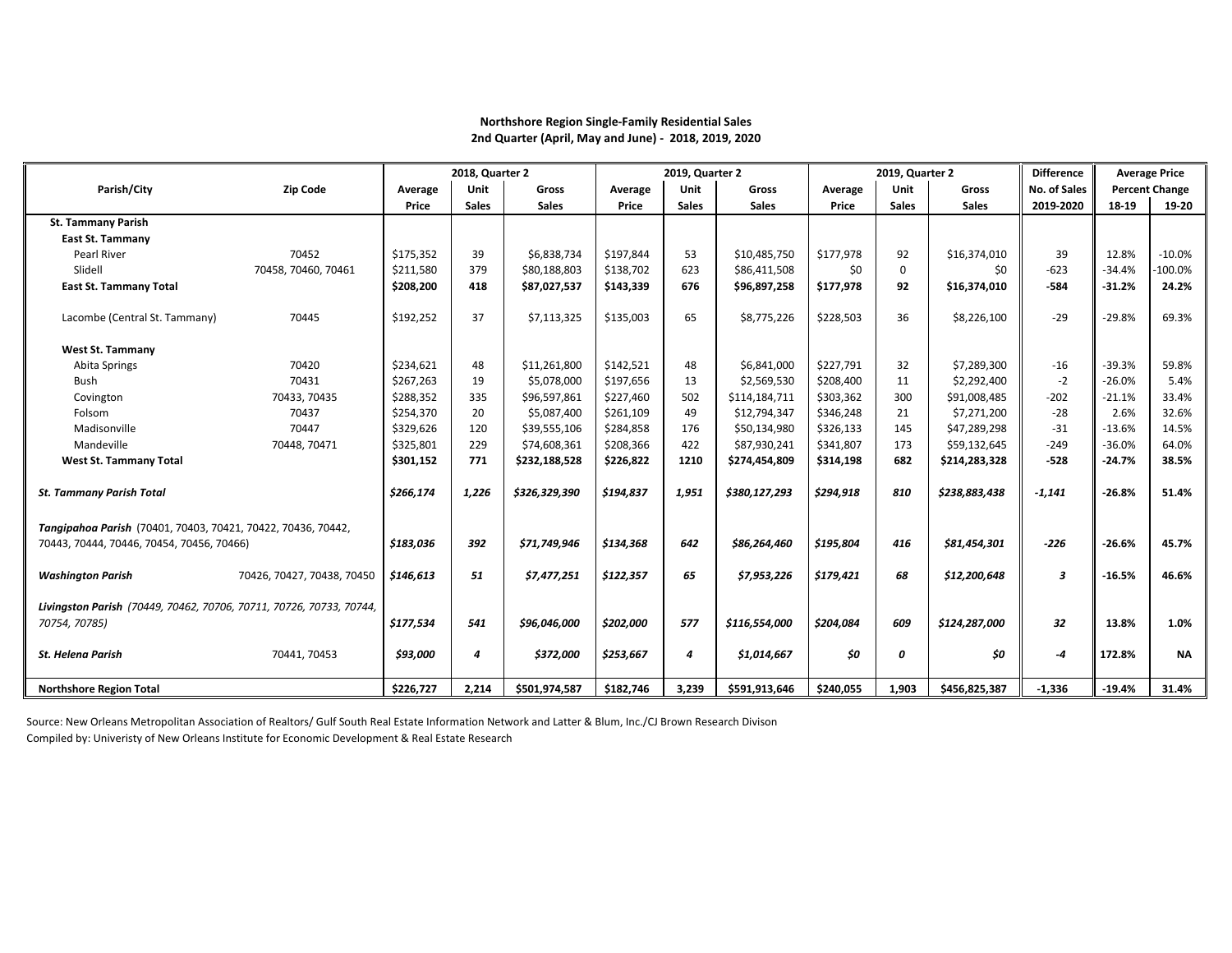**Northshore Region Single-Family Residential Sales**
**2nd Quarter (April, May and June) - 2018, 2019, 2020**

| Parish/City | Zip Code | 2018, Quarter 2 | | | 2019, Quarter 2 | | | 2019, Quarter 2 | | | Difference | Average Price | |
|---|---|---|---|---|---|---|---|---|---|---|---|---|---|
| | | Average Price | Unit Sales | Gross Sales | Average Price | Unit Sales | Gross Sales | Average Price | Unit Sales | Gross Sales | No. of Sales 2019-2020 | Percent Change 18-19 | 19-20 |
| **St. Tammany Parish** | | | | | | | | | | | | | |
| **East St. Tammany** | | | | | | | | | | | | | |
| Pearl River | 70452 | $175,352 | 39 | $6,838,734 | $197,844 | 53 | $10,485,750 | $177,978 | 92 | $16,374,010 | 39 | 12.8% | -10.0% |
| Slidell | 70458, 70460, 70461 | $211,580 | 379 | $80,188,803 | $138,702 | 623 | $86,411,508 | $0 | 0 | $0 | -623 | -34.4% | -100.0% |
| **East St. Tammany Total** | | **$208,200** | **418** | **$87,027,537** | **$143,339** | **676** | **$96,897,258** | **$177,978** | **92** | **$16,374,010** | **-584** | **-31.2%** | **24.2%** |
| Lacombe (Central St. Tammany) | 70445 | $192,252 | 37 | $7,113,325 | $135,003 | 65 | $8,775,226 | $228,503 | 36 | $8,226,100 | -29 | -29.8% | 69.3% |
| **West St. Tammany** | | | | | | | | | | | | | |
| Abita Springs | 70420 | $234,621 | 48 | $11,261,800 | $142,521 | 48 | $6,841,000 | $227,791 | 32 | $7,289,300 | -16 | -39.3% | 59.8% |
| Bush | 70431 | $267,263 | 19 | $5,078,000 | $197,656 | 13 | $2,569,530 | $208,400 | 11 | $2,292,400 | -2 | -26.0% | 5.4% |
| Covington | 70433, 70435 | $288,352 | 335 | $96,597,861 | $227,460 | 502 | $114,184,711 | $303,362 | 300 | $91,008,485 | -202 | -21.1% | 33.4% |
| Folsom | 70437 | $254,370 | 20 | $5,087,400 | $261,109 | 49 | $12,794,347 | $346,248 | 21 | $7,271,200 | -28 | 2.6% | 32.6% |
| Madisonville | 70447 | $329,626 | 120 | $39,555,106 | $284,858 | 176 | $50,134,980 | $326,133 | 145 | $47,289,298 | -31 | -13.6% | 14.5% |
| Mandeville | 70448, 70471 | $325,801 | 229 | $74,608,361 | $208,366 | 422 | $87,930,241 | $341,807 | 173 | $59,132,645 | -249 | -36.0% | 64.0% |
| **West St. Tammany Total** | | **$301,152** | **771** | **$232,188,528** | **$226,822** | **1210** | **$274,454,809** | **$314,198** | **682** | **$214,283,328** | **-528** | **-24.7%** | **38.5%** |
| ***St. Tammany Parish Total*** | | ***$266,174*** | ***1,226*** | ***$326,329,390*** | ***$194,837*** | ***1,951*** | ***$380,127,293*** | ***$294,918*** | ***810*** | ***$238,883,438*** | ***-1,141*** | **-26.8%** | **51.4%** |
| ***Tangipahoa Parish*** *(70401, 70403, 70421, 70422, 70436, 70442, 70443, 70444, 70446, 70454, 70456, 70466)* | | ***$183,036*** | ***392*** | ***$71,749,946*** | ***$134,368*** | ***642*** | ***$86,264,460*** | ***$195,804*** | ***416*** | ***$81,454,301*** | ***-226*** | **-26.6%** | **45.7%** |
| ***Washington Parish*** | 70426, 70427, 70438, 70450 | ***$146,613*** | ***51*** | ***$7,477,251*** | ***$122,357*** | ***65*** | ***$7,953,226*** | ***$179,421*** | ***68*** | ***$12,200,648*** | ***3*** | **-16.5%** | **46.6%** |
| ***Livingston Parish*** *(70449, 70462, 70706, 70711, 70726, 70733, 70744, 70754, 70785)* | | ***$177,534*** | ***541*** | ***$96,046,000*** | ***$202,000*** | ***577*** | ***$116,554,000*** | ***$204,084*** | ***609*** | ***$124,287,000*** | ***32*** | **13.8%** | **1.0%** |
| ***St. Helena Parish*** | 70441, 70453 | ***$93,000*** | ***4*** | ***$372,000*** | ***$253,667*** | ***4*** | ***$1,014,667*** | ***$0*** | ***0*** | ***$0*** | ***-4*** | **172.8%** | **NA** |
| **Northshore Region Total** | | **$226,727** | **2,214** | **$501,974,587** | **$182,746** | **3,239** | **$591,913,646** | **$240,055** | **1,903** | **$456,825,387** | **-1,336** | **-19.4%** | **31.4%** |

Source: New Orleans Metropolitan Association of Realtors/ Gulf South Real Estate Information Network and Latter & Blum, Inc./CJ Brown Research Divison

Compiled by: Univeristy of New Orleans Institute for Economic Development & Real Estate Research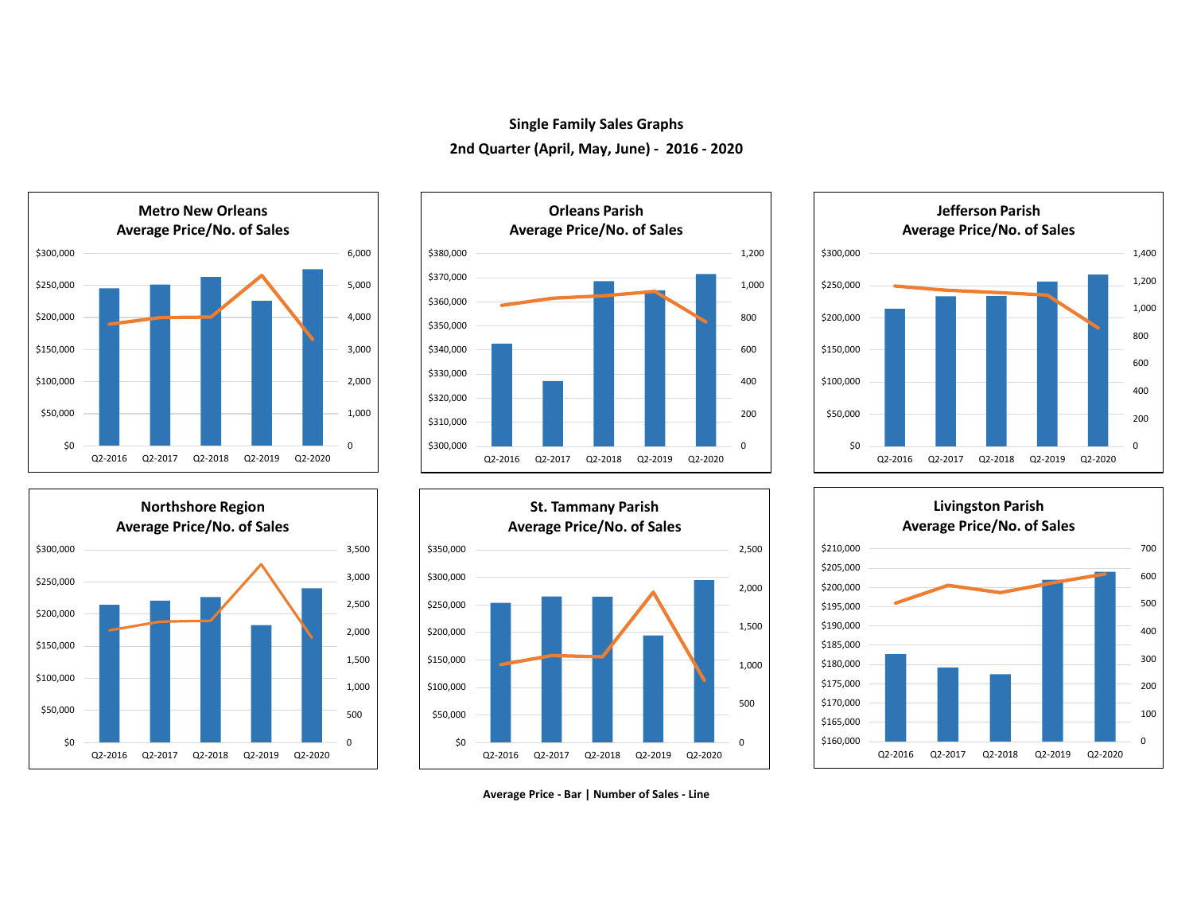## Single Family Sales Graphs

## 2nd Quarter (April, May, June) - 2016 - 2020

### Metro New Orleans
Average Price/No. of Sales

### Orleans Parish
Average Price/No. of Sales

### Jefferson Parish
Average Price/No. of Sales

### Northshore Region
Average Price/No. of Sales

### St. Tammany Parish
Average Price/No. of Sales

### Livingston Parish
Average Price/No. of Sales

**Average Price - Bar | Number of Sales - Line**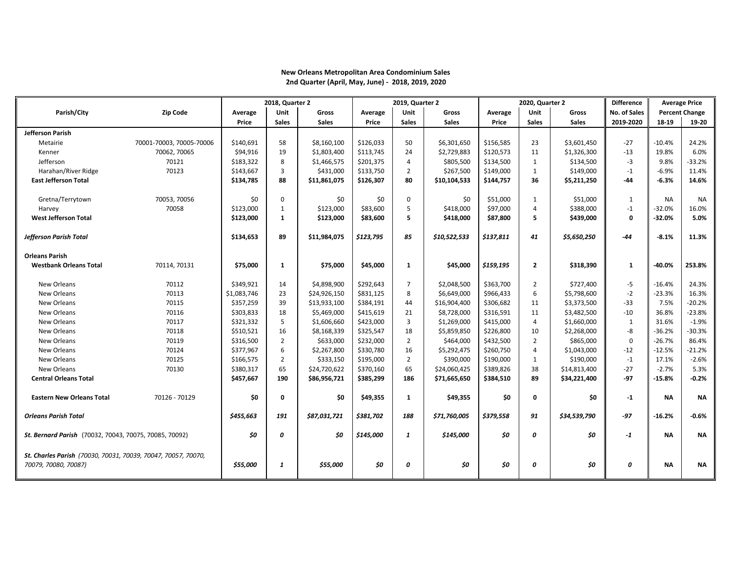**New Orleans Metropolitan Area Condominium Sales**
**2nd Quarter (April, May, June) - 2018, 2019, 2020**

| Parish/City | Zip Code | 2018, Quarter 2 | | | 2019, Quarter 2 | | | 2020, Quarter 2 | | | Difference | Average Price | |
|---|---|---|---|---|---|---|---|---|---|---|---|---|---|
| | | Average Price | Unit Sales | Gross Sales | Average Price | Unit Sales | Gross Sales | Average Price | Unit Sales | Gross Sales | No. of Sales 2019-2020 | Percent Change 18-19 | 19-20 |
| **Jefferson Parish** | | | | | | | | | | | | | |
| Metairie | 70001-70003, 70005-70006 | $140,691 | 58 | $8,160,100 | $126,033 | 50 | $6,301,650 | $156,585 | 23 | $3,601,450 | -27 | -10.4% | 24.2% |
| Kenner | 70062, 70065 | $94,916 | 19 | $1,803,400 | $113,745 | 24 | $2,729,883 | $120,573 | 11 | $1,326,300 | -13 | 19.8% | 6.0% |
| Jefferson | 70121 | $183,322 | 8 | $1,466,575 | $201,375 | 4 | $805,500 | $134,500 | 1 | $134,500 | -3 | 9.8% | -33.2% |
| Harahan/River Ridge | 70123 | $143,667 | 3 | $431,000 | $133,750 | 2 | $267,500 | $149,000 | 1 | $149,000 | -1 | -6.9% | 11.4% |
| **East Jefferson Total** | | **$134,785** | **88** | **$11,861,075** | **$126,307** | **80** | **$10,104,533** | **$144,757** | **36** | **$5,211,250** | **-44** | **-6.3%** | **14.6%** |
| Gretna/Terrytown | 70053, 70056 | $0 | 0 | $0 | $0 | 0 | $0 | $51,000 | 1 | $51,000 | 1 | NA | NA |
| Harvey | 70058 | $123,000 | 1 | $123,000 | $83,600 | 5 | $418,000 | $97,000 | 4 | $388,000 | -1 | -32.0% | 16.0% |
| **West Jefferson Total** | | **$123,000** | **1** | **$123,000** | **$83,600** | **5** | **$418,000** | **$87,800** | **5** | **$439,000** | **0** | **-32.0%** | **5.0%** |
| ***Jefferson Parish Total*** | | **$134,653** | **89** | **$11,984,075** | ***$123,795*** | ***85*** | ***$10,522,533*** | ***$137,811*** | ***41*** | ***$5,650,250*** | ***-44*** | **-8.1%** | **11.3%** |
| **Orleans Parish** | | | | | | | | | | | | | |
| **Westbank Orleans Total** | 70114, 70131 | **$75,000** | **1** | **$75,000** | **$45,000** | **1** | **$45,000** | ***$159,195*** | **2** | **$318,390** | **1** | **-40.0%** | **253.8%** |
| New Orleans | 70112 | $349,921 | 14 | $4,898,900 | $292,643 | 7 | $2,048,500 | $363,700 | 2 | $727,400 | -5 | -16.4% | 24.3% |
| New Orleans | 70113 | $1,083,746 | 23 | $24,926,150 | $831,125 | 8 | $6,649,000 | $966,433 | 6 | $5,798,600 | -2 | -23.3% | 16.3% |
| New Orleans | 70115 | $357,259 | 39 | $13,933,100 | $384,191 | 44 | $16,904,400 | $306,682 | 11 | $3,373,500 | -33 | 7.5% | -20.2% |
| New Orleans | 70116 | $303,833 | 18 | $5,469,000 | $415,619 | 21 | $8,728,000 | $316,591 | 11 | $3,482,500 | -10 | 36.8% | -23.8% |
| New Orleans | 70117 | $321,332 | 5 | $1,606,660 | $423,000 | 3 | $1,269,000 | $415,000 | 4 | $1,660,000 | 1 | 31.6% | -1.9% |
| New Orleans | 70118 | $510,521 | 16 | $8,168,339 | $325,547 | 18 | $5,859,850 | $226,800 | 10 | $2,268,000 | -8 | -36.2% | -30.3% |
| New Orleans | 70119 | $316,500 | 2 | $633,000 | $232,000 | 2 | $464,000 | $432,500 | 2 | $865,000 | 0 | -26.7% | 86.4% |
| New Orleans | 70124 | $377,967 | 6 | $2,267,800 | $330,780 | 16 | $5,292,475 | $260,750 | 4 | $1,043,000 | -12 | -12.5% | -21.2% |
| New Orleans | 70125 | $166,575 | 2 | $333,150 | $195,000 | 2 | $390,000 | $190,000 | 1 | $190,000 | -1 | 17.1% | -2.6% |
| New Orleans | 70130 | $380,317 | 65 | $24,720,622 | $370,160 | 65 | $24,060,425 | $389,826 | 38 | $14,813,400 | -27 | -2.7% | 5.3% |
| **Central Orleans Total** | | **$457,667** | **190** | **$86,956,721** | **$385,299** | **186** | **$71,665,650** | **$384,510** | **89** | **$34,221,400** | **-97** | **-15.8%** | **-0.2%** |
| **Eastern New Orleans Total** | 70126 - 70129 | **$0** | **0** | **$0** | **$49,355** | **1** | **$49,355** | **$0** | **0** | **$0** | **-1** | **NA** | **NA** |
| ***Orleans Parish Total*** | | ***$455,663*** | ***191*** | ***$87,031,721*** | ***$381,702*** | ***188*** | ***$71,760,005*** | ***$379,558*** | ***91*** | ***$34,539,790*** | ***-97*** | **-16.2%** | **-0.6%** |
| ***St. Bernard Parish*** *(70032, 70043, 70075, 70085, 70092)* | | ***$0*** | ***0*** | ***$0*** | ***$145,000*** | ***1*** | ***$145,000*** | ***$0*** | ***0*** | ***$0*** | ***-1*** | **NA** | **NA** |
| ***St. Charles Parish*** *(70030, 70031, 70039, 70047, 70057, 70070, 70079, 70080, 70087)* | | ***$55,000*** | ***1*** | ***$55,000*** | ***$0*** | ***0*** | ***$0*** | ***$0*** | ***0*** | ***$0*** | ***0*** | **NA** | **NA** |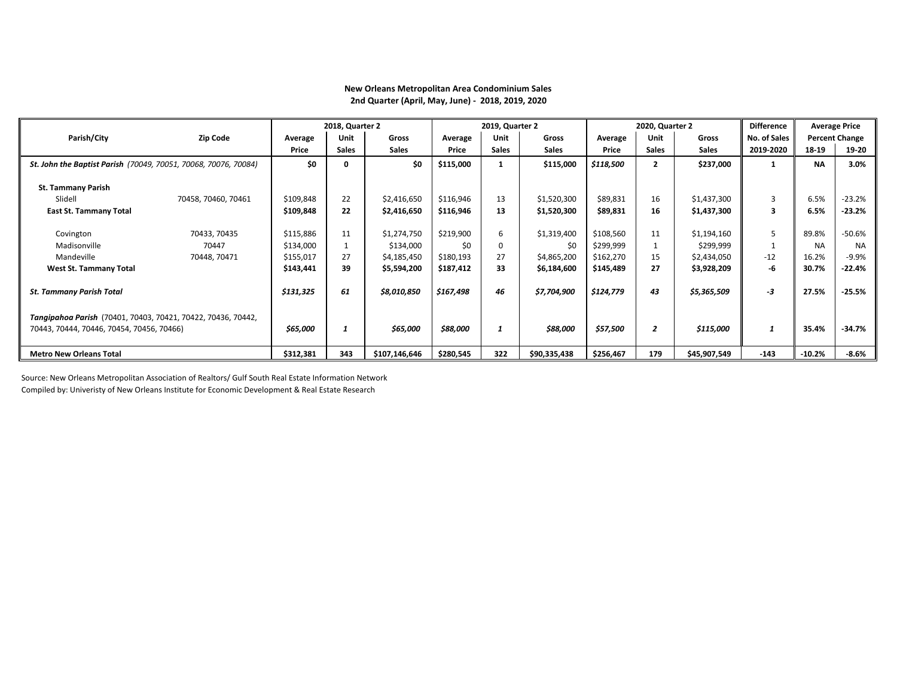**New Orleans Metropolitan Area Condominium Sales**
**2nd Quarter (April, May, June) - 2018, 2019, 2020**

| Parish/City | Zip Code | 2018, Quarter 2 | | | 2019, Quarter 2 | | | 2020, Quarter 2 | | | Difference | Average Price | |
|---|---|---|---|---|---|---|---|---|---|---|---|---|---|
| | | Average Price | Unit Sales | Gross Sales | Average Price | Unit Sales | Gross Sales | Average Price | Unit Sales | Gross Sales | No. of Sales 2019-2020 | Percent Change 18-19 | Percent Change 19-20 |
| ***St. John the Baptist Parish** (70049, 70051, 70068, 70076, 70084)* | | **$0** | **0** | **$0** | **$115,000** | **1** | **$115,000** | ***$118,500*** | **2** | **$237,000** | **1** | **NA** | **3.0%** |
| **St. Tammany Parish** | | | | | | | | | | | | | |
| Slidell | 70458, 70460, 70461 | $109,848 | 22 | $2,416,650 | $116,946 | 13 | $1,520,300 | $89,831 | 16 | $1,437,300 | 3 | 6.5% | -23.2% |
| **East St. Tammany Total** | | **$109,848** | **22** | **$2,416,650** | **$116,946** | **13** | **$1,520,300** | **$89,831** | **16** | **$1,437,300** | **3** | **6.5%** | **-23.2%** |
| Covington | 70433, 70435 | $115,886 | 11 | $1,274,750 | $219,900 | 6 | $1,319,400 | $108,560 | 11 | $1,194,160 | 5 | 89.8% | -50.6% |
| Madisonville | 70447 | $134,000 | 1 | $134,000 | $0 | 0 | $0 | $299,999 | 1 | $299,999 | 1 | NA | NA |
| Mandeville | 70448, 70471 | $155,017 | 27 | $4,185,450 | $180,193 | 27 | $4,865,200 | $162,270 | 15 | $2,434,050 | -12 | 16.2% | -9.9% |
| **West St. Tammany Total** | | **$143,441** | **39** | **$5,594,200** | **$187,412** | **33** | **$6,184,600** | **$145,489** | **27** | **$3,928,209** | **-6** | **30.7%** | **-22.4%** |
| ***St. Tammany Parish Total*** | | ***$131,325*** | ***61*** | ***$8,010,850*** | ***$167,498*** | ***46*** | ***$7,704,900*** | ***$124,779*** | ***43*** | ***$5,365,509*** | ***-3*** | **27.5%** | **-25.5%** |
| ***Tangipahoa Parish** (70401, 70403, 70421, 70422, 70436, 70442, 70443, 70444, 70446, 70454, 70456, 70466)* | | ***$65,000*** | ***1*** | ***$65,000*** | ***$88,000*** | ***1*** | ***$88,000*** | ***$57,500*** | ***2*** | ***$115,000*** | ***1*** | **35.4%** | **-34.7%** |
| **Metro New Orleans Total** | | **$312,381** | **343** | **$107,146,646** | **$280,545** | **322** | **$90,335,438** | **$256,467** | **179** | **$45,907,549** | **-143** | **-10.2%** | **-8.6%** |

Source: New Orleans Metropolitan Association of Realtors/ Gulf South Real Estate Information Network
Compiled by: Univeristy of New Orleans Institute for Economic Development & Real Estate Research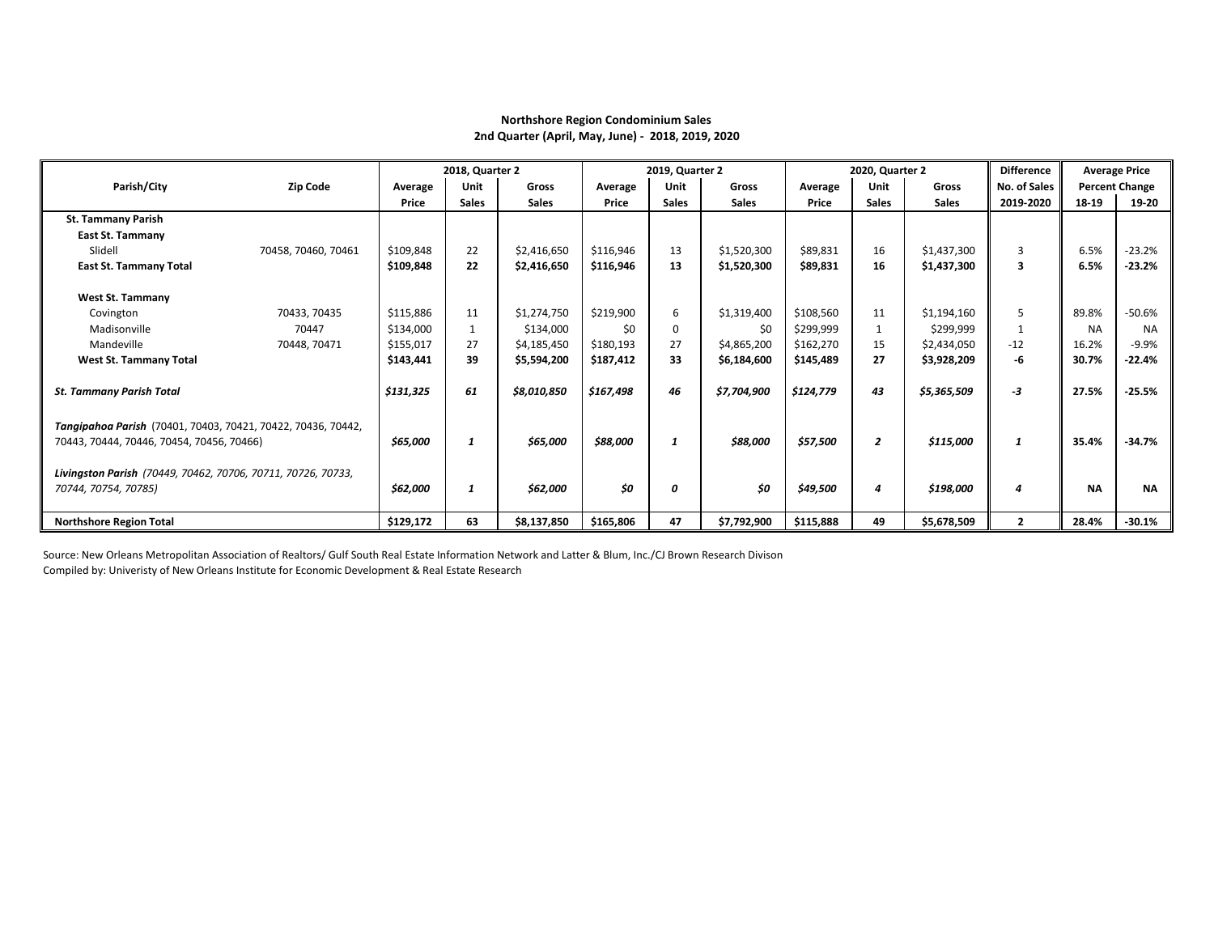**Northshore Region Condominium Sales**
**2nd Quarter (April, May, June) - 2018, 2019, 2020**

| Parish/City | Zip Code | 2018, Quarter 2 | | | 2019, Quarter 2 | | | 2020, Quarter 2 | | | Difference | Average Price | |
|---|---|---|---|---|---|---|---|---|---|---|---|---|---|
| | | Average Price | Unit Sales | Gross Sales | Average Price | Unit Sales | Gross Sales | Average Price | Unit Sales | Gross Sales | No. of Sales 2019-2020 | Percent Change 18-19 | 19-20 |
| **St. Tammany Parish** | | | | | | | | | | | | | |
| **East St. Tammany** | | | | | | | | | | | | | |
| Slidell | 70458, 70460, 70461 | $109,848 | 22 | $2,416,650 | $116,946 | 13 | $1,520,300 | $89,831 | 16 | $1,437,300 | 3 | 6.5% | -23.2% |
| **East St. Tammany Total** | | **$109,848** | **22** | **$2,416,650** | **$116,946** | **13** | **$1,520,300** | **$89,831** | **16** | **$1,437,300** | **3** | **6.5%** | **-23.2%** |
| **West St. Tammany** | | | | | | | | | | | | | |
| Covington | 70433, 70435 | $115,886 | 11 | $1,274,750 | $219,900 | 6 | $1,319,400 | $108,560 | 11 | $1,194,160 | 5 | 89.8% | -50.6% |
| Madisonville | 70447 | $134,000 | 1 | $134,000 | $0 | 0 | $0 | $299,999 | 1 | $299,999 | 1 | NA | NA |
| Mandeville | 70448, 70471 | $155,017 | 27 | $4,185,450 | $180,193 | 27 | $4,865,200 | $162,270 | 15 | $2,434,050 | -12 | 16.2% | -9.9% |
| **West St. Tammany Total** | | **$143,441** | **39** | **$5,594,200** | **$187,412** | **33** | **$6,184,600** | **$145,489** | **27** | **$3,928,209** | **-6** | **30.7%** | **-22.4%** |
| ***St. Tammany Parish Total*** | | ***$131,325*** | ***61*** | ***$8,010,850*** | ***$167,498*** | ***46*** | ***$7,704,900*** | ***$124,779*** | ***43*** | ***$5,365,509*** | ***-3*** | **27.5%** | **-25.5%** |
| ***Tangipahoa Parish*** (70401, 70403, 70421, 70422, 70436, 70442, 70443, 70444, 70446, 70454, 70456, 70466) | | ***$65,000*** | ***1*** | ***$65,000*** | ***$88,000*** | ***1*** | ***$88,000*** | ***$57,500*** | ***2*** | ***$115,000*** | ***1*** | **35.4%** | **-34.7%** |
| ***Livingston Parish*** *(70449, 70462, 70706, 70711, 70726, 70733, 70744, 70754, 70785)* | | ***$62,000*** | ***1*** | ***$62,000*** | ***$0*** | ***0*** | ***$0*** | ***$49,500*** | ***4*** | ***$198,000*** | ***4*** | **NA** | **NA** |
| **Northshore Region Total** | | **$129,172** | **63** | **$8,137,850** | **$165,806** | **47** | **$7,792,900** | **$115,888** | **49** | **$5,678,509** | **2** | **28.4%** | **-30.1%** |

Source: New Orleans Metropolitan Association of Realtors/ Gulf South Real Estate Information Network and Latter & Blum, Inc./CJ Brown Research Divison
Compiled by: Univeristy of New Orleans Institute for Economic Development & Real Estate Research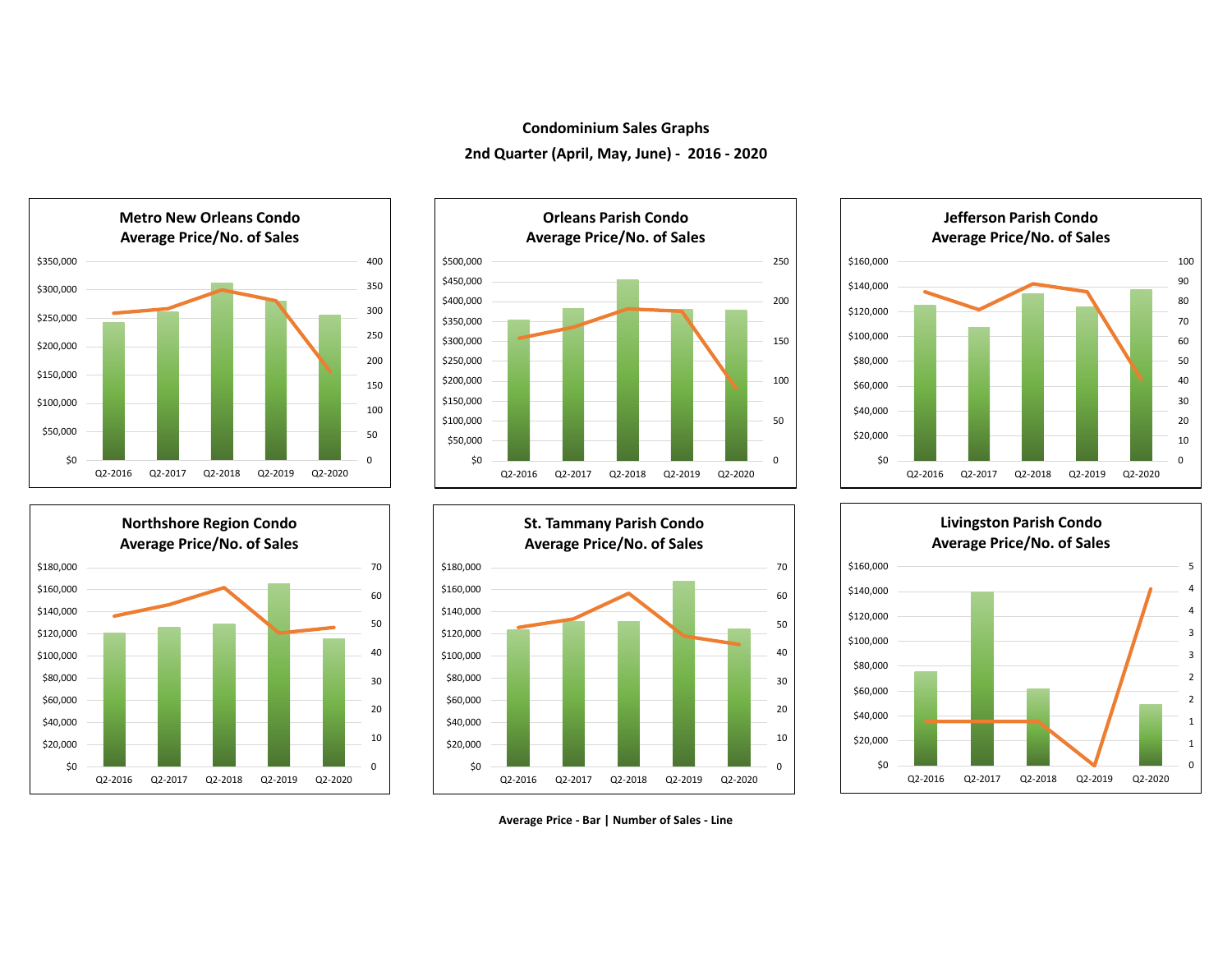**Condominium Sales Graphs**

**2nd Quarter (April, May, June) - 2016 - 2020**

**Metro New Orleans Condo Average Price/No. of Sales**

**Orleans Parish Condo Average Price/No. of Sales**

**Jefferson Parish Condo Average Price/No. of Sales**

**Northshore Region Condo Average Price/No. of Sales**

**St. Tammany Parish Condo Average Price/No. of Sales**

**Livingston Parish Condo Average Price/No. of Sales**

**Average Price - Bar | Number of Sales - Line**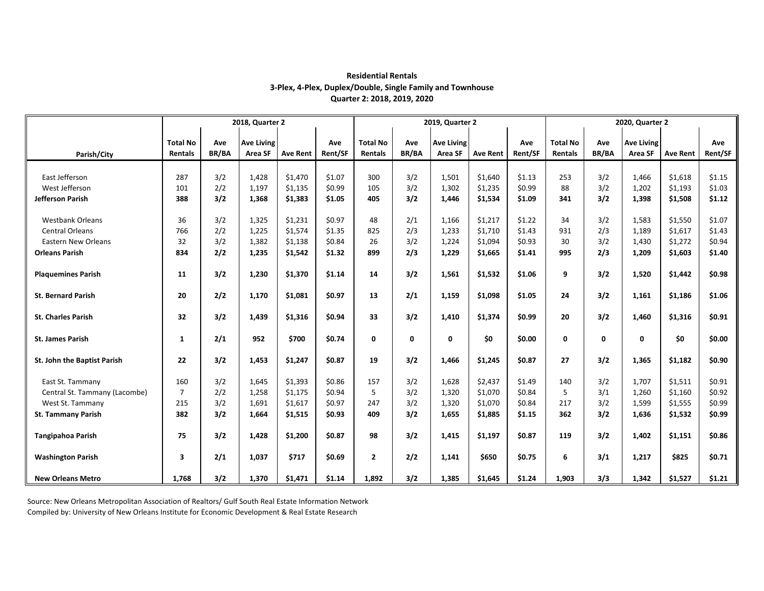**Residential Rentals**
**3-Plex, 4-Plex, Duplex/Double, Single Family and Townhouse**
**Quarter 2: 2018, 2019, 2020**

| | 2018, Quarter 2 | | | | | 2019, Quarter 2 | | | | | 2020, Quarter 2 | | | | |
|---|---|---|---|---|---|---|---|---|---|---|---|---|---|---|---|
| Parish/City | Total No Rentals | Ave BR/BA | Ave Living Area SF | Ave Rent | Ave Rent/SF | Total No Rentals | Ave BR/BA | Ave Living Area SF | Ave Rent | Ave Rent/SF | Total No Rentals | Ave BR/BA | Ave Living Area SF | Ave Rent | Ave Rent/SF |
| East Jefferson | 287 | 3/2 | 1,428 | $1,470 | $1.07 | 300 | 3/2 | 1,501 | $1,640 | $1.13 | 253 | 3/2 | 1,466 | $1,618 | $1.15 |
| West Jefferson | 101 | 2/2 | 1,197 | $1,135 | $0.99 | 105 | 3/2 | 1,302 | $1,235 | $0.99 | 88 | 3/2 | 1,202 | $1,193 | $1.03 |
| **Jefferson Parish** | **388** | **3/2** | **1,368** | **$1,383** | **$1.05** | **405** | **3/2** | **1,446** | **$1,534** | **$1.09** | **341** | **3/2** | **1,398** | **$1,508** | **$1.12** |
| Westbank Orleans | 36 | 3/2 | 1,325 | $1,231 | $0.97 | 48 | 2/1 | 1,166 | $1,217 | $1.22 | 34 | 3/2 | 1,583 | $1,550 | $1.07 |
| Central Orleans | 766 | 2/2 | 1,225 | $1,574 | $1.35 | 825 | 2/3 | 1,233 | $1,710 | $1.43 | 931 | 2/3 | 1,189 | $1,617 | $1.43 |
| Eastern New Orleans | 32 | 3/2 | 1,382 | $1,138 | $0.84 | 26 | 3/2 | 1,224 | $1,094 | $0.93 | 30 | 3/2 | 1,430 | $1,272 | $0.94 |
| **Orleans Parish** | **834** | **2/2** | **1,235** | **$1,542** | **$1.32** | **899** | **2/3** | **1,229** | **$1,665** | **$1.41** | **995** | **2/3** | **1,209** | **$1,603** | **$1.40** |
| **Plaquemines Parish** | **11** | **3/2** | **1,230** | **$1,370** | **$1.14** | **14** | **3/2** | **1,561** | **$1,532** | **$1.06** | **9** | **3/2** | **1,520** | **$1,442** | **$0.98** |
| **St. Bernard Parish** | **20** | **2/2** | **1,170** | **$1,081** | **$0.97** | **13** | **2/1** | **1,159** | **$1,098** | **$1.05** | **24** | **3/2** | **1,161** | **$1,186** | **$1.06** |
| **St. Charles Parish** | **32** | **3/2** | **1,439** | **$1,316** | **$0.94** | **33** | **3/2** | **1,410** | **$1,374** | **$0.99** | **20** | **3/2** | **1,460** | **$1,316** | **$0.91** |
| **St. James Parish** | **1** | **2/1** | **952** | **$700** | **$0.74** | **0** | **0** | **0** | **$0** | **$0.00** | **0** | **0** | **0** | **$0** | **$0.00** |
| **St. John the Baptist Parish** | **22** | **3/2** | **1,453** | **$1,247** | **$0.87** | **19** | **3/2** | **1,466** | **$1,245** | **$0.87** | **27** | **3/2** | **1,365** | **$1,182** | **$0.90** |
| East St. Tammany | 160 | 3/2 | 1,645 | $1,393 | $0.86 | 157 | 3/2 | 1,628 | $2,437 | $1.49 | 140 | 3/2 | 1,707 | $1,511 | $0.91 |
| Central St. Tammany (Lacombe) | 7 | 2/2 | 1,258 | $1,175 | $0.94 | 5 | 3/2 | 1,320 | $1,070 | $0.84 | 5 | 3/1 | 1,260 | $1,160 | $0.92 |
| West St. Tammany | 215 | 3/2 | 1,691 | $1,617 | $0.97 | 247 | 3/2 | 1,320 | $1,070 | $0.84 | 217 | 3/2 | 1,599 | $1,555 | $0.99 |
| **St. Tammany Parish** | **382** | **3/2** | **1,664** | **$1,515** | **$0.93** | **409** | **3/2** | **1,655** | **$1,885** | **$1.15** | **362** | **3/2** | **1,636** | **$1,532** | **$0.99** |
| **Tangipahoa Parish** | **75** | **3/2** | **1,428** | **$1,200** | **$0.87** | **98** | **3/2** | **1,415** | **$1,197** | **$0.87** | **119** | **3/2** | **1,402** | **$1,151** | **$0.86** |
| **Washington Parish** | **3** | **2/1** | **1,037** | **$717** | **$0.69** | **2** | **2/2** | **1,141** | **$650** | **$0.75** | **6** | **3/1** | **1,217** | **$825** | **$0.71** |
| **New Orleans Metro** | **1,768** | **3/2** | **1,370** | **$1,471** | **$1.14** | **1,892** | **3/2** | **1,385** | **$1,645** | **$1.24** | **1,903** | **3/3** | **1,342** | **$1,527** | **$1.21** |

Source: New Orleans Metropolitan Association of Realtors/ Gulf South Real Estate Information Network
Compiled by: University of New Orleans Institute for Economic Development & Real Estate Research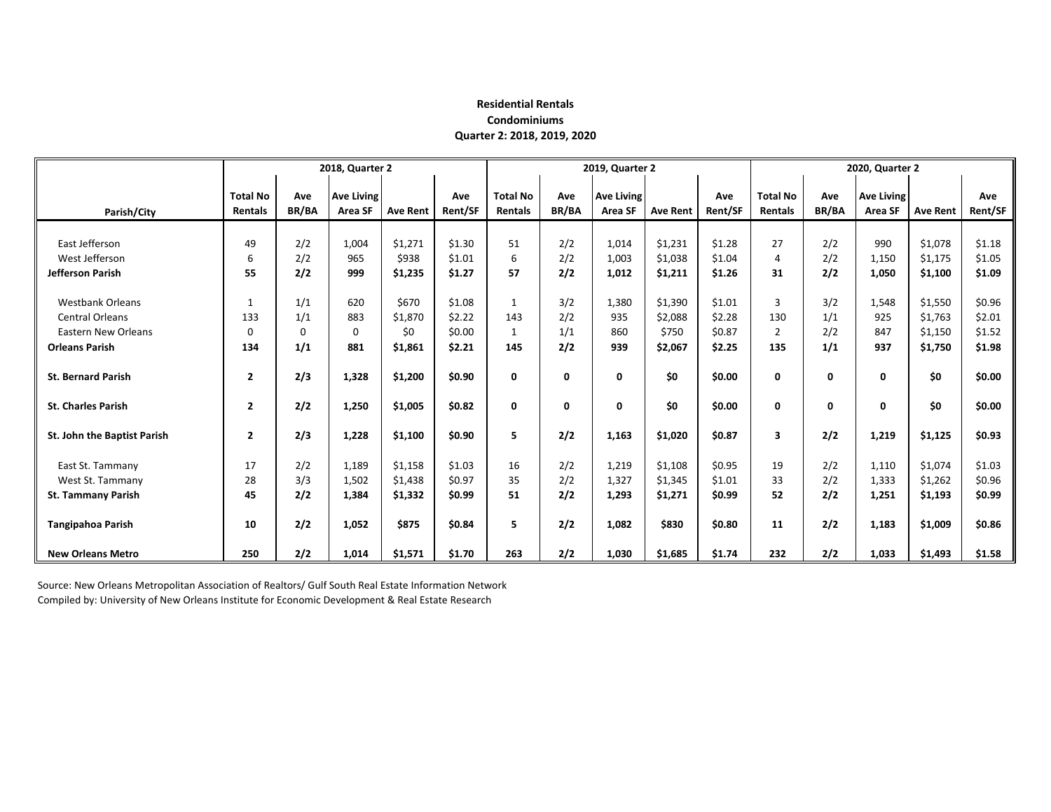**Residential Rentals**
**Condominiums**
**Quarter 2: 2018, 2019, 2020**

| | 2018, Quarter 2 | | | | | 2019, Quarter 2 | | | | | 2020, Quarter 2 | | | | |
|---|---|---|---|---|---|---|---|---|---|---|---|---|---|---|---|
| Parish/City | Total No Rentals | Ave BR/BA | Ave Living Area SF | Ave Rent | Ave Rent/SF | Total No Rentals | Ave BR/BA | Ave Living Area SF | Ave Rent | Ave Rent/SF | Total No Rentals | Ave BR/BA | Ave Living Area SF | Ave Rent | Ave Rent/SF |
| East Jefferson | 49 | 2/2 | 1,004 | $1,271 | $1.30 | 51 | 2/2 | 1,014 | $1,231 | $1.28 | 27 | 2/2 | 990 | $1,078 | $1.18 |
| West Jefferson | 6 | 2/2 | 965 | $938 | $1.01 | 6 | 2/2 | 1,003 | $1,038 | $1.04 | 4 | 2/2 | 1,150 | $1,175 | $1.05 |
| **Jefferson Parish** | **55** | **2/2** | **999** | **$1,235** | **$1.27** | **57** | **2/2** | **1,012** | **$1,211** | **$1.26** | **31** | **2/2** | **1,050** | **$1,100** | **$1.09** |
| Westbank Orleans | 1 | 1/1 | 620 | $670 | $1.08 | 1 | 3/2 | 1,380 | $1,390 | $1.01 | 3 | 3/2 | 1,548 | $1,550 | $0.96 |
| Central Orleans | 133 | 1/1 | 883 | $1,870 | $2.22 | 143 | 2/2 | 935 | $2,088 | $2.28 | 130 | 1/1 | 925 | $1,763 | $2.01 |
| Eastern New Orleans | 0 | 0 | 0 | $0 | $0.00 | 1 | 1/1 | 860 | $750 | $0.87 | 2 | 2/2 | 847 | $1,150 | $1.52 |
| **Orleans Parish** | **134** | **1/1** | **881** | **$1,861** | **$2.21** | **145** | **2/2** | **939** | **$2,067** | **$2.25** | **135** | **1/1** | **937** | **$1,750** | **$1.98** |
| **St. Bernard Parish** | **2** | **2/3** | **1,328** | **$1,200** | **$0.90** | **0** | **0** | **0** | **$0** | **$0.00** | **0** | **0** | **0** | **$0** | **$0.00** |
| **St. Charles Parish** | **2** | **2/2** | **1,250** | **$1,005** | **$0.82** | **0** | **0** | **0** | **$0** | **$0.00** | **0** | **0** | **0** | **$0** | **$0.00** |
| **St. John the Baptist Parish** | **2** | **2/3** | **1,228** | **$1,100** | **$0.90** | **5** | **2/2** | **1,163** | **$1,020** | **$0.87** | **3** | **2/2** | **1,219** | **$1,125** | **$0.93** |
| East St. Tammany | 17 | 2/2 | 1,189 | $1,158 | $1.03 | 16 | 2/2 | 1,219 | $1,108 | $0.95 | 19 | 2/2 | 1,110 | $1,074 | $1.03 |
| West St. Tammany | 28 | 3/3 | 1,502 | $1,438 | $0.97 | 35 | 2/2 | 1,327 | $1,345 | $1.01 | 33 | 2/2 | 1,333 | $1,262 | $0.96 |
| **St. Tammany Parish** | **45** | **2/2** | **1,384** | **$1,332** | **$0.99** | **51** | **2/2** | **1,293** | **$1,271** | **$0.99** | **52** | **2/2** | **1,251** | **$1,193** | **$0.99** |
| **Tangipahoa Parish** | **10** | **2/2** | **1,052** | **$875** | **$0.84** | **5** | **2/2** | **1,082** | **$830** | **$0.80** | **11** | **2/2** | **1,183** | **$1,009** | **$0.86** |
| **New Orleans Metro** | **250** | **2/2** | **1,014** | **$1,571** | **$1.70** | **263** | **2/2** | **1,030** | **$1,685** | **$1.74** | **232** | **2/2** | **1,033** | **$1,493** | **$1.58** |

Source: New Orleans Metropolitan Association of Realtors/ Gulf South Real Estate Information Network
Compiled by: University of New Orleans Institute for Economic Development & Real Estate Research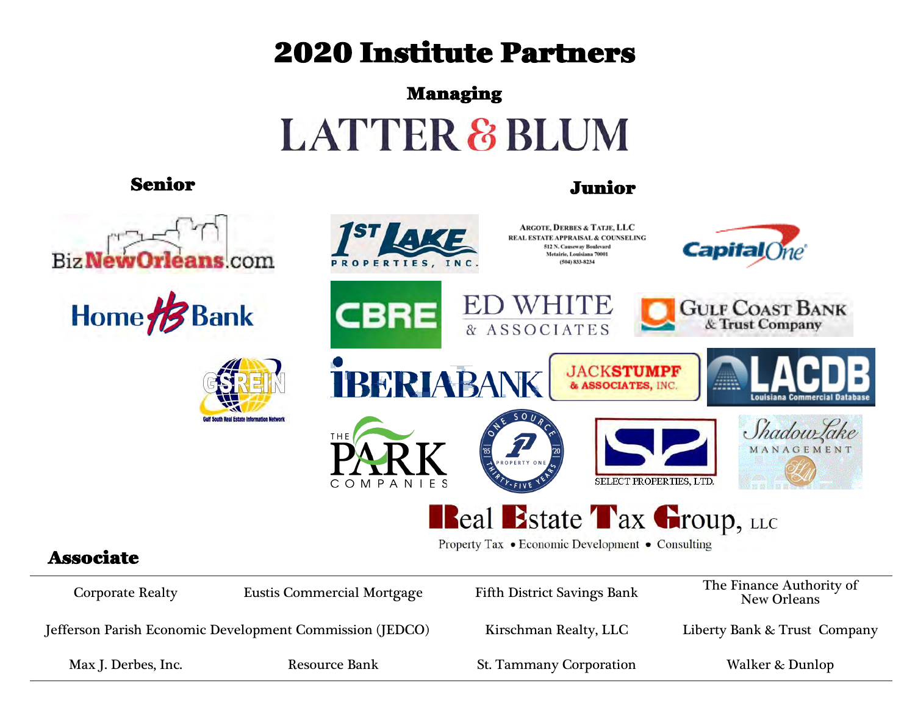# 2020 Institute Partners

## Managing

LATTER & BLUM

## Senior

BizNewOrleans.com

Home Bank

GSREIN
Gulf South Real Estate Information Network

## Junior

1ST LAKE PROPERTIES, INC.

ARGOTE, DERBES & TATJE, LLC
REAL ESTATE APPRAISAL & COUNSELING
512 N. Causeway Boulevard
Metairie, Louisiana 70001
(504) 833-8234

Capital One

CBRE

ED WHITE & ASSOCIATES

GULF COAST BANK & Trust Company

IBERIABANK

JACKSTUMPF & ASSOCIATES, INC.

LACDB Louisiana Commercial Database

THE PARK COMPANIES

ONE SOURCE PROPERTY ONE '85 '20 THIRTY-FIVE YEARS

SELECT PROPERTIES, LTD.

ShadowLake MANAGEMENT

Real Estate Tax Group, LLC
Property Tax • Economic Development • Consulting

## Associate

| | | | |
|---|---|---|---|
| Corporate Realty | Eustis Commercial Mortgage | Fifth District Savings Bank | The Finance Authority of New Orleans |
| Jefferson Parish Economic Development Commission (JEDCO) | | Kirschman Realty, LLC | Liberty Bank & Trust Company |
| Max J. Derbes, Inc. | Resource Bank | St. Tammany Corporation | Walker & Dunlop |